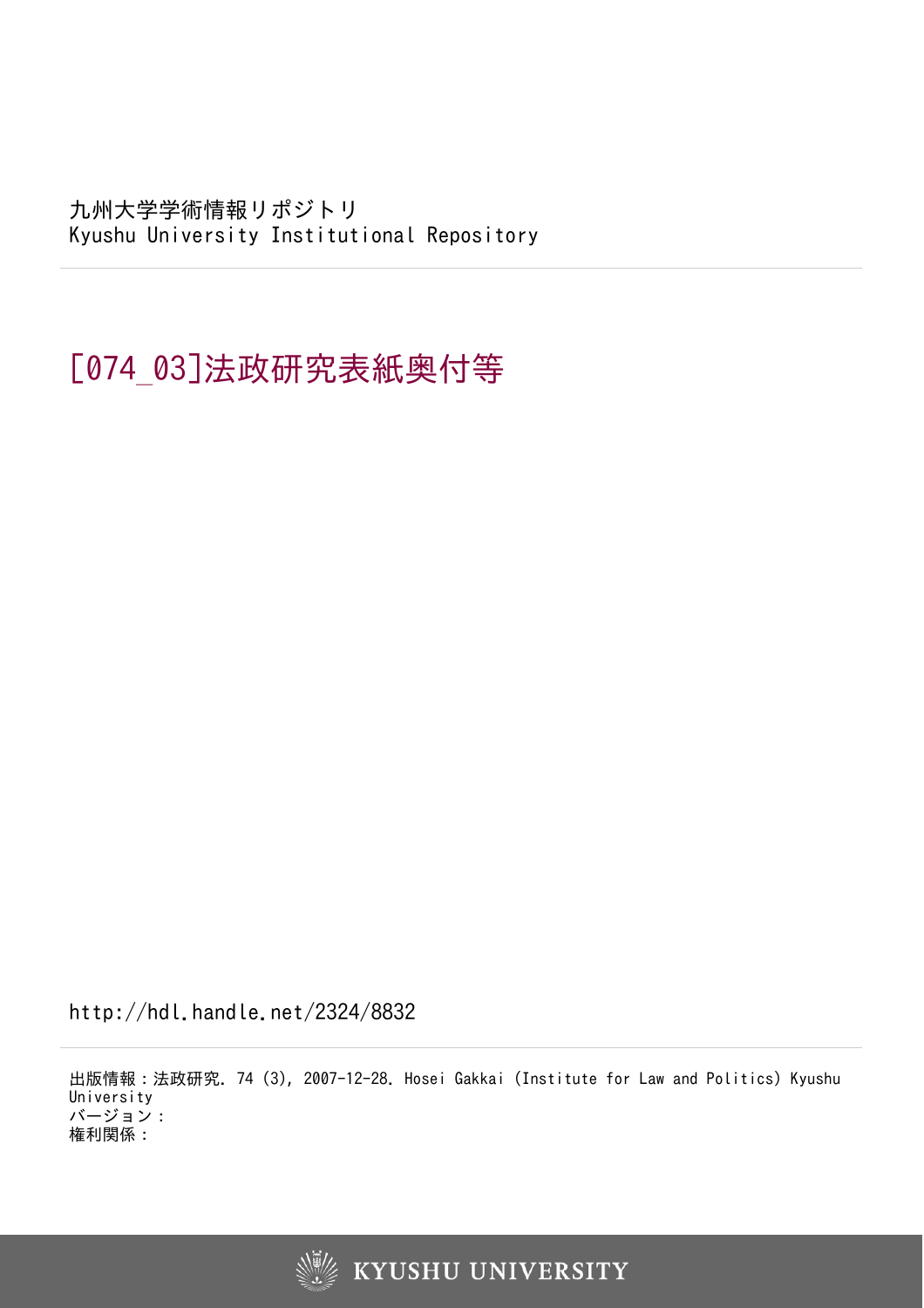九州大学学術情報リポジトリ
Kyushu University Institutional Repository

# [074_03]法政研究表紙奥付等

http://hdl.handle.net/2324/8832

出版情報：法政研究. 74 (3), 2007-12-28. Hosei Gakkai (Institute for Law and Politics) Kyushu University
バージョン：
権利関係：

KYUSHU UNIVERSITY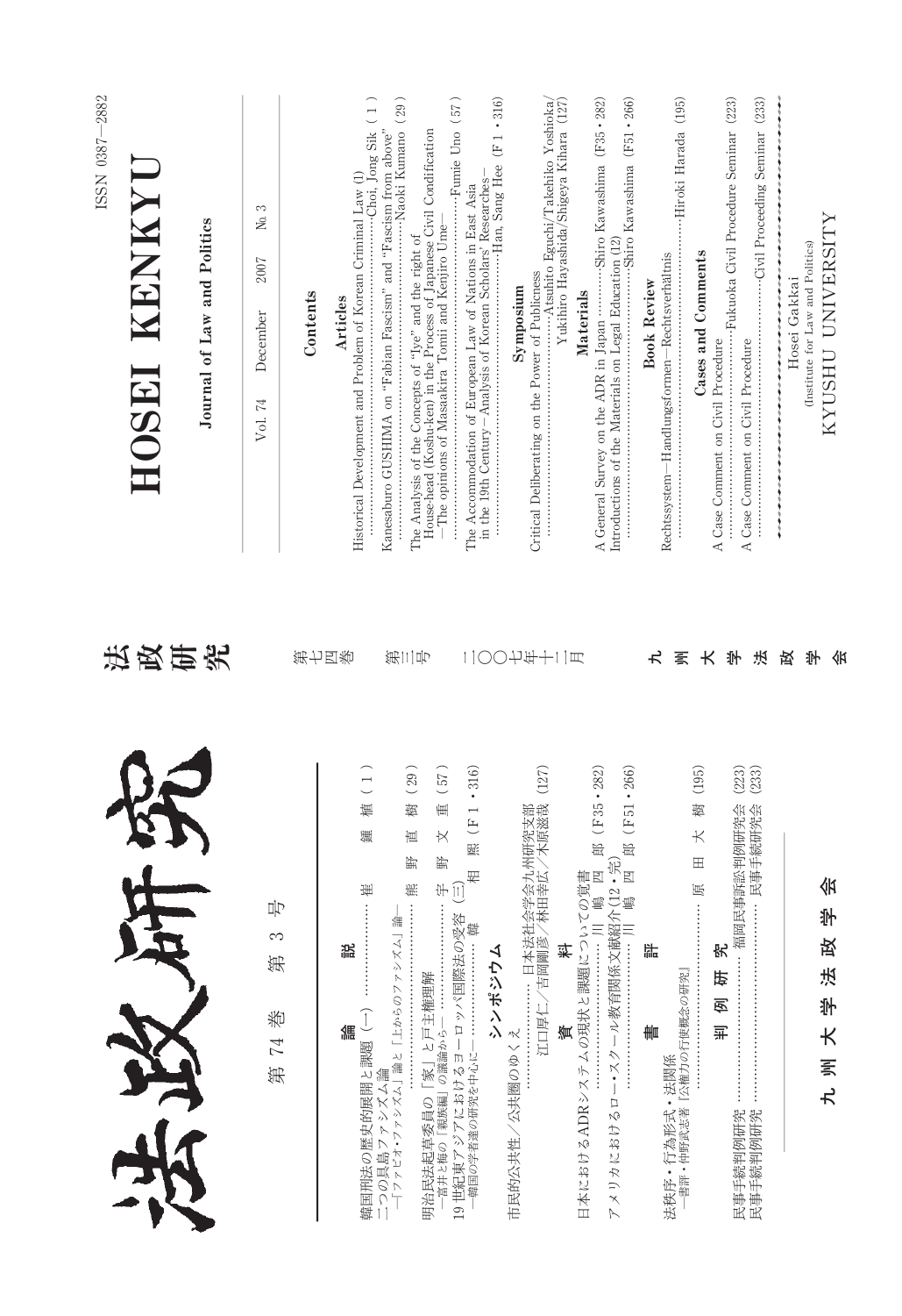# 法政研究

第 74 巻　第 3 号

## 論　説

韓国刑法の歴史的展開と課題（一）…………………… 崔　　鍾　植（ 1 ）

二つの貝島ファシズム論
―「ファビオ・ファシズム」論と「上からのファシズム」論―
………………………………………………………… 熊　野　直　樹（ 29 ）

明治民法起草委員の「家」と戸主権理解
―富井と梅の「親族編」の議論から―………………… 宇　野　文　重（ 57 ）

19 世紀東アジアにおけるヨーロッパ国際法の受容（三）
―韓国の学者達の研究を中心に―………………………… 韓　　相　熙（F 1・316）

## シンポジウム

市民的公共性／公共圏のゆくえ
……………………………… 日本法社会学会九州研究支部
江口厚仁／吉岡剛彦／林田幸広／木原滋哉（127）

## 資　料

日本におけるADRシステムの現状と課題についての覚書
…………………………………………………… 川　嶋　四　郎（F35・282）

アメリカにおけるロー・スクール教育関係文献紹介（12・完）
…………………………………………………… 川　嶋　四　郎（F51・266）

## 書　評

法秩序・行為形式・法関係
―書評・仲野武志著「公権力の行使概念の研究」
…………………………………………………… 原　田　大　樹（195）

## 判　例　研　究

民事手続判例研究 …………………………………… 福岡民事訴訟判例研究会（223）

民事手続判例研究 ……………………………………………… 民事手続研究会（233）

九 州 大 学 法 政 学 会

---

法政研究　第七四巻　第三号　二〇〇七年十二月　九州大学法政学会

---

ISSN 0387−2882

# HOSEI KENKYU

**Journal of Law and Politics**

Vol. 74　December　2007　№ 3

## Contents

### Articles

Historical Development and Problem of Korean Criminal Law (1)
…………………………………………………………Choi, Jong Sik（ 1 ）

Kanesaburo GUSHIMA on "Fabian Fascism" and "Fascism from above"
…………………………………………………………Naoki Kumano（29）

The Analysis of the Concepts of "Iye" and the right of House-head (Koshu-ken) in the Process of Japanese Civil Condification
－The opinions of Masaakira Tomii and Kenjiro Ume－
…………………………………………………………Fumie Uno（57）

The Accommodation of European Law of Nations in East Asia in the 19th Century－Analysis of Korean Scholars' Researches－
…………………………………………………………Han, Sang Hee（F 1・316）

### Symposium

Critical Deliberating on the Power of Publicness
…………………………Atsuhito Eguchi/Takehiko Yoshioka/
Yukihiro Hayashida/Shigeya Kihara（127）

### Materials

A General Survey on the ADR in Japan ……………Shiro Kawashima（F35・282）

Introductions of the Materials on Legal Education (12)
…………………………………………………………Shiro Kawashima（F51・266）

### Book Review

Rechtssystem－Handlungsformen－Rechtsverhältnis
…………………………………………………………Hiroki Harada（195）

### Cases and Comments

A Case Comment on Civil Procedure
…………………………………………Fukuoka Civil Procedure Seminar（223）

A Case Comment on Civil Procedure ……………Civil Proceeding Seminar（233）

Hosei Gakkai
(Institute for Law and Politics)
KYUSHU UNIVERSITY